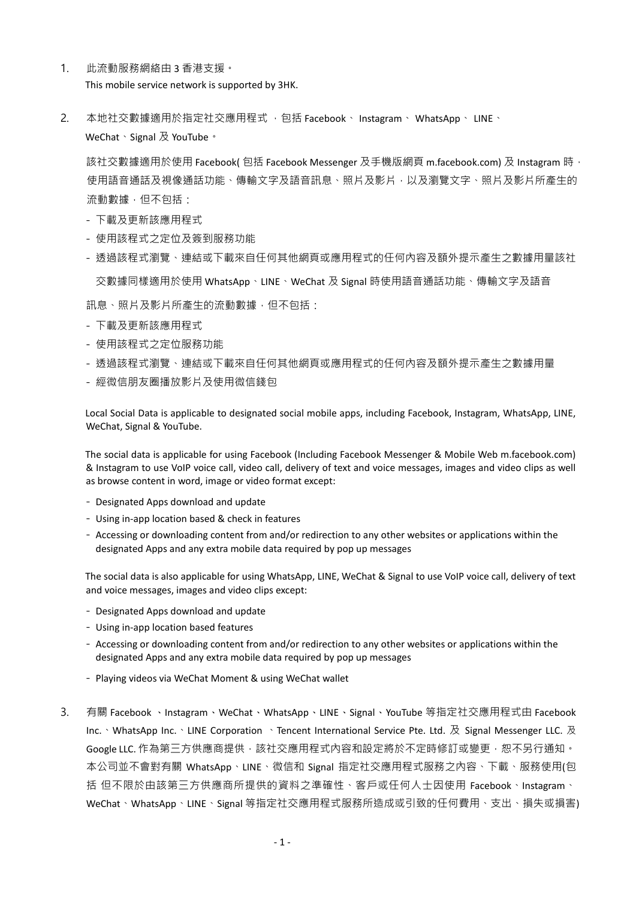1. 此流動服務網絡由 3 香港支援。
   This mobile service network is supported by 3HK.

2. 本地社交數據適用於指定社交應用程式 ，包括 Facebook、 Instagram、 WhatsApp、 LINE、WeChat、Signal 及 YouTube。

   該社交數據適用於使用 Facebook( 包括 Facebook Messenger 及手機版網頁 m.facebook.com) 及 Instagram 時，使用語音通話及視像通話功能、傳輸文字及語音訊息、照片及影片，以及瀏覽文字、照片及影片所產生的流動數據，但不包括：

   - 下載及更新該應用程式
   - 使用該程式之定位及簽到服務功能
   - 透過該程式瀏覽、連結或下載來自任何其他網頁或應用程式的任何內容及額外提示產生之數據用量該社交數據同樣適用於使用 WhatsApp、LINE、WeChat 及 Signal 時使用語音通話功能、傳輸文字及語音

   訊息、照片及影片所產生的流動數據，但不包括：

   - 下載及更新該應用程式
   - 使用該程式之定位服務功能
   - 透過該程式瀏覽、連結或下載來自任何其他網頁或應用程式的任何內容及額外提示產生之數據用量
   - 經微信朋友圈播放影片及使用微信錢包

   Local Social Data is applicable to designated social mobile apps, including Facebook, Instagram, WhatsApp, LINE, WeChat, Signal & YouTube.

   The social data is applicable for using Facebook (Including Facebook Messenger & Mobile Web m.facebook.com) & Instagram to use VoIP voice call, video call, delivery of text and voice messages, images and video clips as well as browse content in word, image or video format except:

   - Designated Apps download and update
   - Using in-app location based & check in features
   - Accessing or downloading content from and/or redirection to any other websites or applications within the designated Apps and any extra mobile data required by pop up messages

   The social data is also applicable for using WhatsApp, LINE, WeChat & Signal to use VoIP voice call, delivery of text and voice messages, images and video clips except:

   - Designated Apps download and update
   - Using in-app location based features
   - Accessing or downloading content from and/or redirection to any other websites or applications within the designated Apps and any extra mobile data required by pop up messages
   - Playing videos via WeChat Moment & using WeChat wallet

3. 有關 Facebook 、Instagram、WeChat、WhatsApp、LINE、Signal、YouTube 等指定社交應用程式由 Facebook Inc.、WhatsApp Inc.、LINE Corporation 、Tencent International Service Pte. Ltd. 及 Signal Messenger LLC. 及 Google LLC. 作為第三方供應商提供，該社交應用程式內容和設定將於不定時修訂或變更，恕不另行通知。本公司並不會對有關 WhatsApp、LINE、微信和 Signal 指定社交應用程式服務之內容、下載、服務使用(包括 但不限於由該第三方供應商所提供的資料之準確性、客戶或任何人士因使用 Facebook、Instagram、WeChat、WhatsApp、LINE、Signal 等指定社交應用程式服務所造成或引致的任何費用、支出、損失或損害)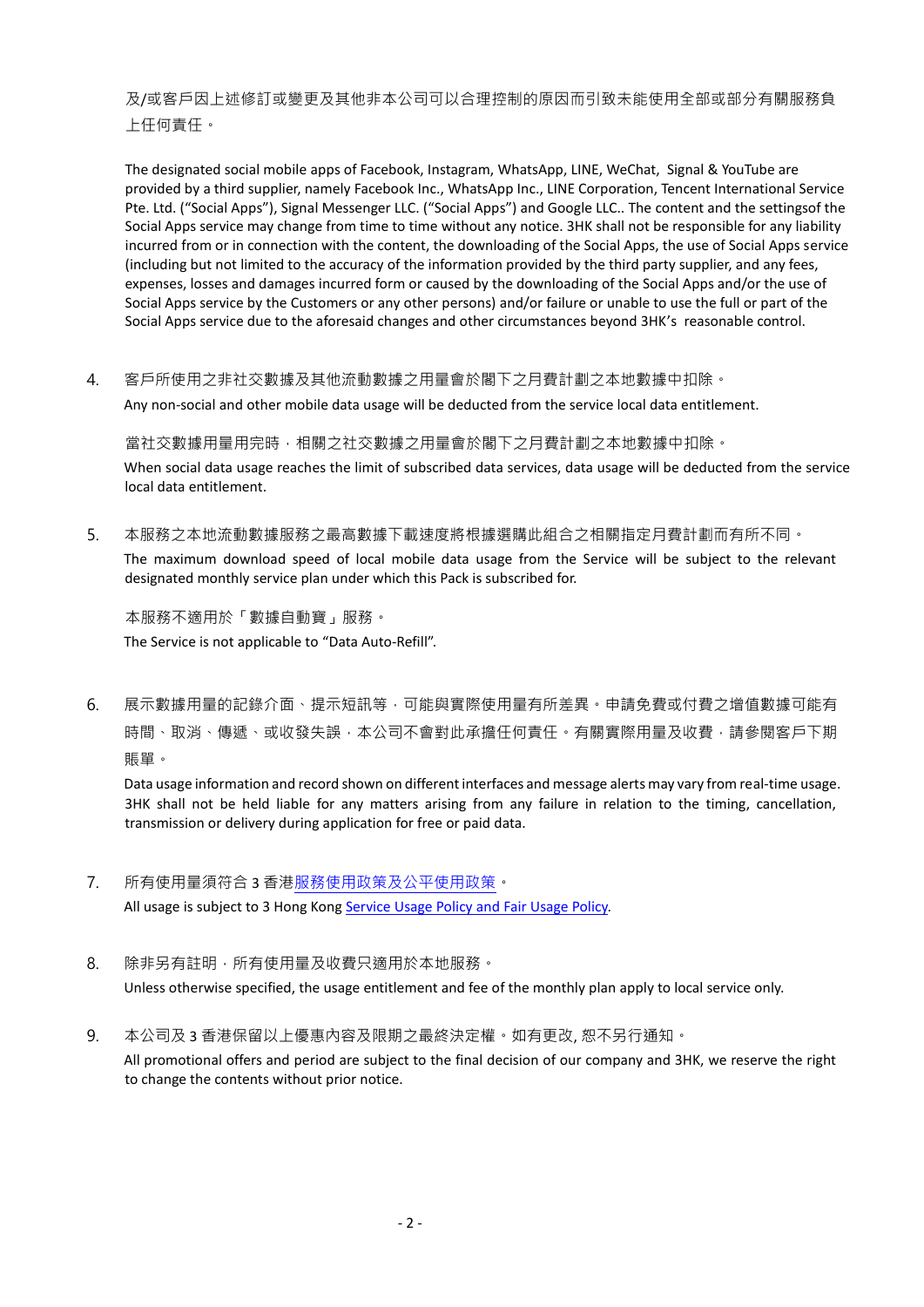及/或客戶因上述修訂或變更及其他非本公司可以合理控制的原因而引致未能使用全部或部分有關服務負上任何責任。

The designated social mobile apps of Facebook, Instagram, WhatsApp, LINE, WeChat, Signal & YouTube are provided by a third supplier, namely Facebook Inc., WhatsApp Inc., LINE Corporation, Tencent International Service Pte. Ltd. ("Social Apps"), Signal Messenger LLC. ("Social Apps") and Google LLC.. The content and the settingsof the Social Apps service may change from time to time without any notice. 3HK shall not be responsible for any liability incurred from or in connection with the content, the downloading of the Social Apps, the use of Social Apps service (including but not limited to the accuracy of the information provided by the third party supplier, and any fees, expenses, losses and damages incurred form or caused by the downloading of the Social Apps and/or the use of Social Apps service by the Customers or any other persons) and/or failure or unable to use the full or part of the Social Apps service due to the aforesaid changes and other circumstances beyond 3HK's reasonable control.

4. 客戶所使用之非社交數據及其他流動數據之用量會於閣下之月費計劃之本地數據中扣除。

   Any non-social and other mobile data usage will be deducted from the service local data entitlement.

   當社交數據用量用完時，相關之社交數據之用量會於閣下之月費計劃之本地數據中扣除。

   When social data usage reaches the limit of subscribed data services, data usage will be deducted from the service local data entitlement.

5. 本服務之本地流動數據服務之最高數據下載速度將根據選購此組合之相關指定月費計劃而有所不同。

   The maximum download speed of local mobile data usage from the Service will be subject to the relevant designated monthly service plan under which this Pack is subscribed for.

   本服務不適用於「數據自動寶」服務。

   The Service is not applicable to "Data Auto-Refill".

6. 展示數據用量的記錄介面、提示短訊等，可能與實際使用量有所差異。申請免費或付費之增值數據可能有時間、取消、傳遞、或收發失誤，本公司不會對此承擔任何責任。有關實際用量及收費，請參閱客戶下期賬單。

   Data usage information and record shown on different interfaces and message alerts may vary from real-time usage. 3HK shall not be held liable for any matters arising from any failure in relation to the timing, cancellation, transmission or delivery during application for free or paid data.

7. 所有使用量須符合 3 香港服務使用政策及公平使用政策。

   All usage is subject to 3 Hong Kong Service Usage Policy and Fair Usage Policy.

8. 除非另有註明，所有使用量及收費只適用於本地服務。

   Unless otherwise specified, the usage entitlement and fee of the monthly plan apply to local service only.

9. 本公司及 3 香港保留以上優惠內容及限期之最終決定權。如有更改, 恕不另行通知。

   All promotional offers and period are subject to the final decision of our company and 3HK, we reserve the right to change the contents without prior notice.